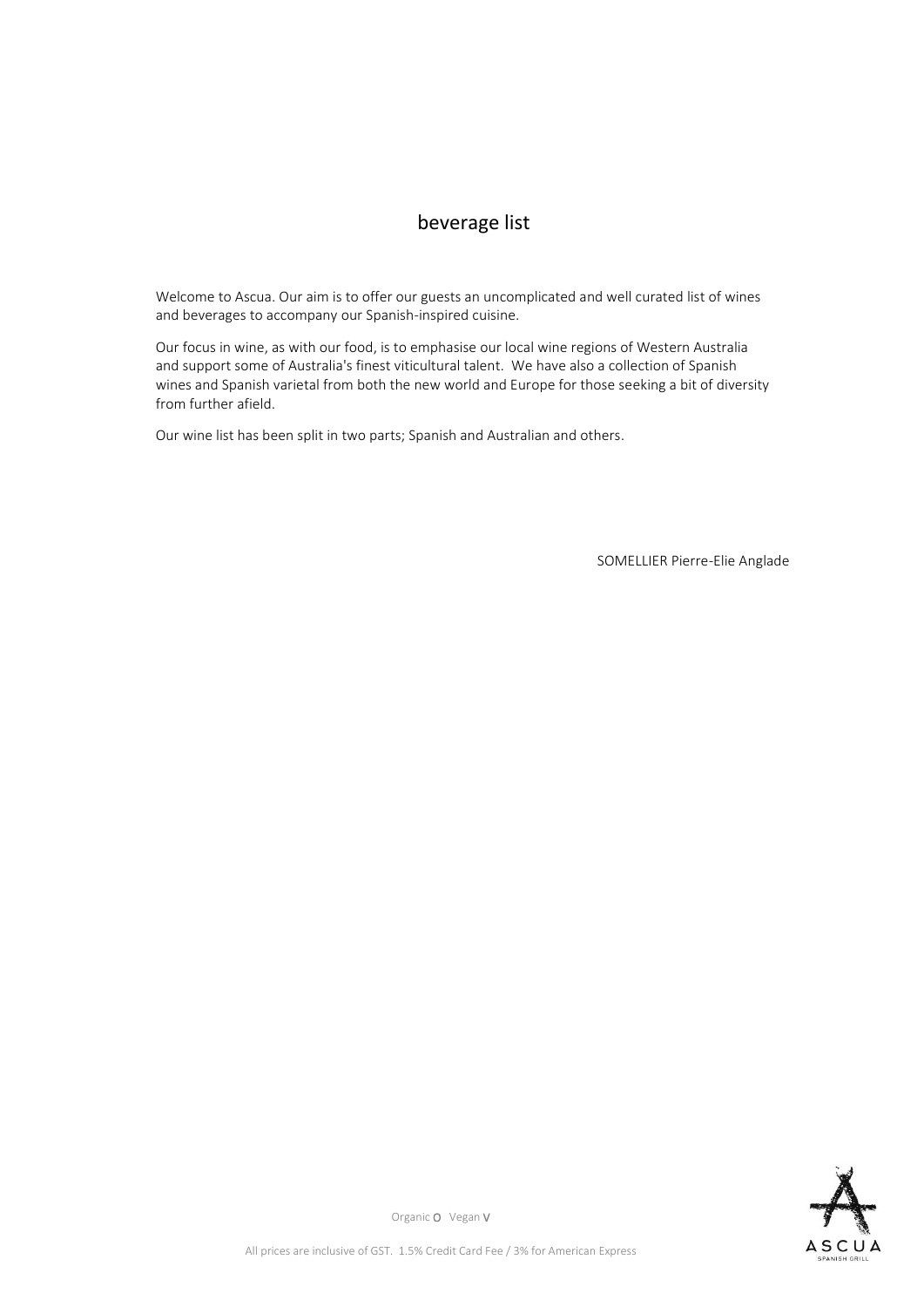# beverage list

Welcome to Ascua. Our aim is to offer our guests an uncomplicated and well curated list of wines and beverages to accompany our Spanish-inspired cuisine.

Our focus in wine, as with our food, is to emphasise our local wine regions of Western Australia and support some of Australia's finest viticultural talent. We have also a collection of Spanish wines and Spanish varietal from both the new world and Europe for those seeking a bit of diversity from further afield.

Our wine list has been split in two parts; Spanish and Australian and others.

SOMELLIER Pierre-Elie Anglade

Organic O Vegan V

All prices are inclusive of GST. 1.5% Credit Card Fee / 3% for American Express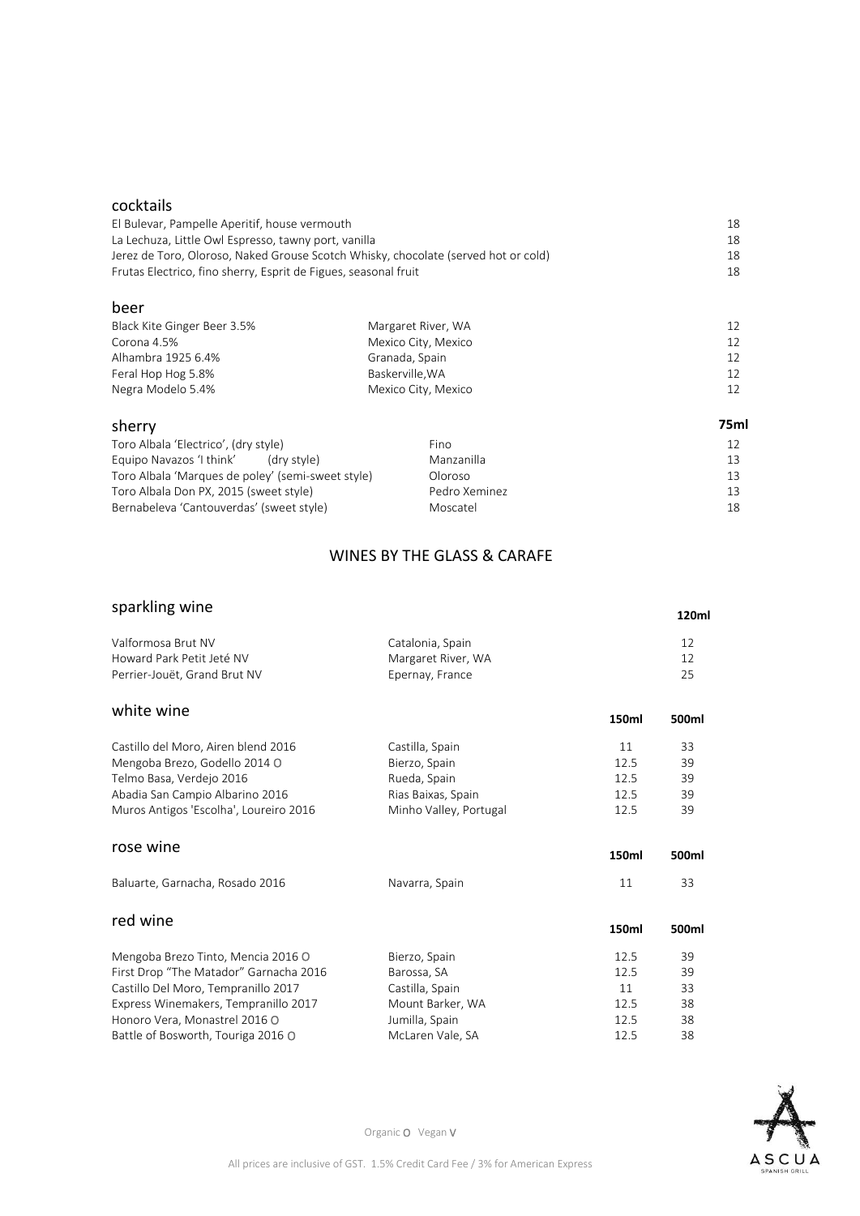## cocktails

| | |
|---|---|
| El Bulevar, Pampelle Aperitif, house vermouth | 18 |
| La Lechuza, Little Owl Espresso, tawny port, vanilla | 18 |
| Jerez de Toro, Oloroso, Naked Grouse Scotch Whisky, chocolate (served hot or cold) | 18 |
| Frutas Electrico, fino sherry, Esprit de Figues, seasonal fruit | 18 |

## beer

| | | |
|---|---|---|
| Black Kite Ginger Beer 3.5% | Margaret River, WA | 12 |
| Corona 4.5% | Mexico City, Mexico | 12 |
| Alhambra 1925 6.4% | Granada, Spain | 12 |
| Feral Hop Hog 5.8% | Baskerville,WA | 12 |
| Negra Modelo 5.4% | Mexico City, Mexico | 12 |

## sherry

| | | 75ml |
|---|---|---|
| Toro Albala 'Electrico', (dry style) | Fino | 12 |
| Equipo Navazos 'I think' (dry style) | Manzanilla | 13 |
| Toro Albala 'Marques de poley' (semi-sweet style) | Oloroso | 13 |
| Toro Albala Don PX, 2015 (sweet style) | Pedro Xeminez | 13 |
| Bernabeleva 'Cantouverdas' (sweet style) | Moscatel | 18 |

# WINES BY THE GLASS & CARAFE

## sparkling wine

| | | 120ml |
|---|---|---|
| Valformosa Brut NV | Catalonia, Spain | 12 |
| Howard Park Petit Jeté NV | Margaret River, WA | 12 |
| Perrier-Jouët, Grand Brut NV | Epernay, France | 25 |

## white wine

| | | 150ml | 500ml |
|---|---|---|---|
| Castillo del Moro, Airen blend 2016 | Castilla, Spain | 11 | 33 |
| Mengoba Brezo, Godello 2014 O | Bierzo, Spain | 12.5 | 39 |
| Telmo Basa, Verdejo 2016 | Rueda, Spain | 12.5 | 39 |
| Abadia San Campio Albarino 2016 | Rias Baixas, Spain | 12.5 | 39 |
| Muros Antigos 'Escolha', Loureiro 2016 | Minho Valley, Portugal | 12.5 | 39 |

## rose wine

| | | 150ml | 500ml |
|---|---|---|---|
| Baluarte, Garnacha, Rosado 2016 | Navarra, Spain | 11 | 33 |

## red wine

| | | 150ml | 500ml |
|---|---|---|---|
| Mengoba Brezo Tinto, Mencia 2016 O | Bierzo, Spain | 12.5 | 39 |
| First Drop "The Matador" Garnacha 2016 | Barossa, SA | 12.5 | 39 |
| Castillo Del Moro, Tempranillo 2017 | Castilla, Spain | 11 | 33 |
| Express Winemakers, Tempranillo 2017 | Mount Barker, WA | 12.5 | 38 |
| Honoro Vera, Monastrel 2016 O | Jumilla, Spain | 12.5 | 38 |
| Battle of Bosworth, Touriga 2016 O | McLaren Vale, SA | 12.5 | 38 |

Organic O Vegan V

All prices are inclusive of GST. 1.5% Credit Card Fee / 3% for American Express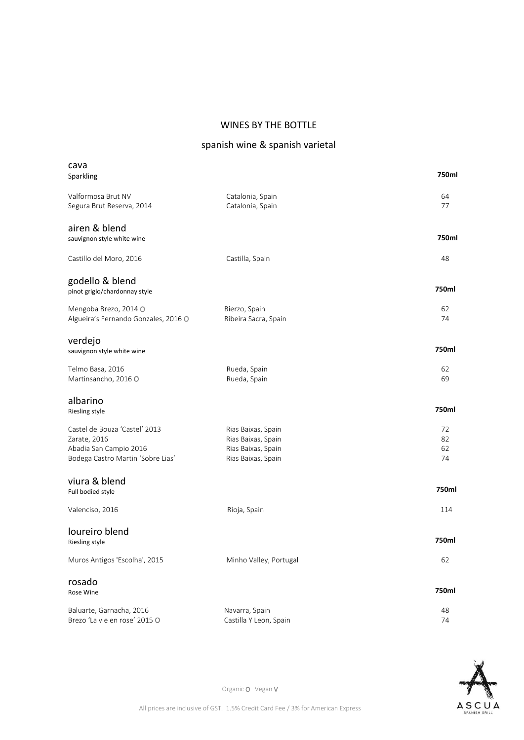# WINES BY THE BOTTLE

## spanish wine & spanish varietal

### cava
Sparkling

| | | 750ml |
|---|---|---|
| Valformosa Brut NV | Catalonia, Spain | 64 |
| Segura Brut Reserva, 2014 | Catalonia, Spain | 77 |

### airen & blend
sauvignon style white wine

| | | 750ml |
|---|---|---|
| Castillo del Moro, 2016 | Castilla, Spain | 48 |

### godello & blend
pinot grigio/chardonnay style

| | | 750ml |
|---|---|---|
| Mengoba Brezo, 2014 O | Bierzo, Spain | 62 |
| Algueira's Fernando Gonzales, 2016 O | Ribeira Sacra, Spain | 74 |

### verdejo
sauvignon style white wine

| | | 750ml |
|---|---|---|
| Telmo Basa, 2016 | Rueda, Spain | 62 |
| Martinsancho, 2016 O | Rueda, Spain | 69 |

### albarino
Riesling style

| | | 750ml |
|---|---|---|
| Castel de Bouza 'Castel' 2013 | Rias Baixas, Spain | 72 |
| Zarate, 2016 | Rias Baixas, Spain | 82 |
| Abadia San Campio 2016 | Rias Baixas, Spain | 62 |
| Bodega Castro Martin 'Sobre Lias' | Rias Baixas, Spain | 74 |

### viura & blend
Full bodied style

| | | 750ml |
|---|---|---|
| Valenciso, 2016 | Rioja, Spain | 114 |

### loureiro blend
Riesling style

| | | 750ml |
|---|---|---|
| Muros Antigos 'Escolha', 2015 | Minho Valley, Portugal | 62 |

### rosado
Rose Wine

| | | 750ml |
|---|---|---|
| Baluarte, Garnacha, 2016 | Navarra, Spain | 48 |
| Brezo 'La vie en rose' 2015 O | Castilla Y Leon, Spain | 74 |

Organic O Vegan V

All prices are inclusive of GST. 1.5% Credit Card Fee / 3% for American Express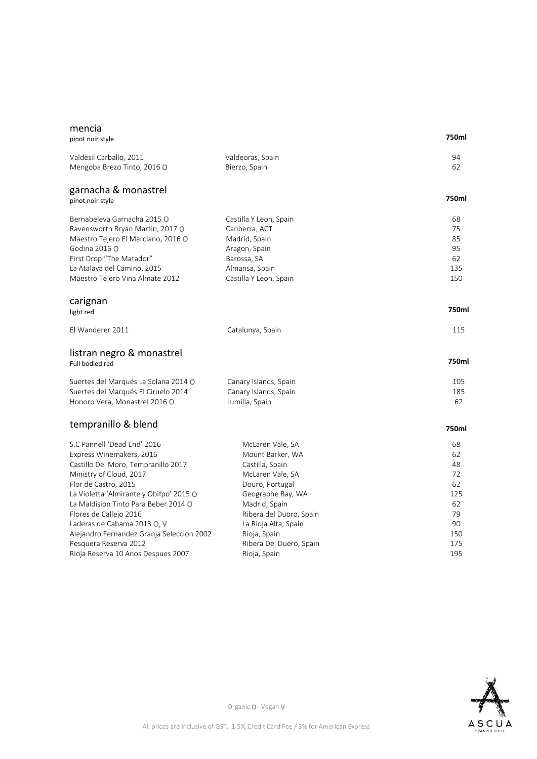## mencia

pinot noir style

| | | 750ml |
|---|---|---|
| Valdesil Carballo, 2011 | Valdeoras, Spain | 94 |
| Mengoba Brezo Tinto, 2016 O | Bierzo, Spain | 62 |

## garnacha & monastrel

pinot noir style

| | | 750ml |
|---|---|---|
| Bernabeleva Garnacha 2015 O | Castilla Y Leon, Spain | 68 |
| Ravensworth Bryan Martin, 2017 O | Canberra, ACT | 75 |
| Maestro Tejero El Marciano, 2016 O | Madrid, Spain | 85 |
| Godina 2016 O | Aragon, Spain | 95 |
| First Drop "The Matador" | Barossa, SA | 62 |
| La Atalaya del Camino, 2015 | Almansa, Spain | 135 |
| Maestro Tejero Vina Almate 2012 | Castilla Y Leon, Spain | 150 |

## carignan

light red

| | | 750ml |
|---|---|---|
| El Wanderer 2011 | Catalunya, Spain | 115 |

## listran negro & monastrel

Full bodied red

| | | 750ml |
|---|---|---|
| Suertes del Marqués La Solana 2014 O | Canary Islands, Spain | 105 |
| Suertes del Marqués El Ciruelo 2014 | Canary Islands, Spain | 185 |
| Honoro Vera, Monastrel 2016 O | Jumilla, Spain | 62 |

## tempranillo & blend

| | | 750ml |
|---|---|---|
| S.C Pannell 'Dead End' 2016 | McLaren Vale, SA | 68 |
| Express Winemakers, 2016 | Mount Barker, WA | 62 |
| Castillo Del Moro, Tempranillo 2017 | Castilla, Spain | 48 |
| Ministry of Cloud, 2017 | McLaren Vale, SA | 72 |
| Flor de Castro, 2015 | Douro, Portugal | 62 |
| La Violetta 'Almirante y Obifpo' 2015 O | Geographe Bay, WA | 125 |
| La Maldision Tinto Para Beber 2014 O | Madrid, Spain | 62 |
| Flores de Callejo 2016 | Ribera del Duoro, Spain | 79 |
| Laderas de Cabama 2013 O, V | La Rioja Alta, Spain | 90 |
| Alejandro Fernandez Granja Seleccion 2002 | Rioja, Spain | 150 |
| Pesquera Reserva 2012 | Ribera Del Duero, Spain | 175 |
| Rioja Reserva 10 Anos Despues 2007 | Rioja, Spain | 195 |

Organic O Vegan V

All prices are inclusive of GST. 1.5% Credit Card Fee / 3% for American Express

ASCUA SPANISH GRILL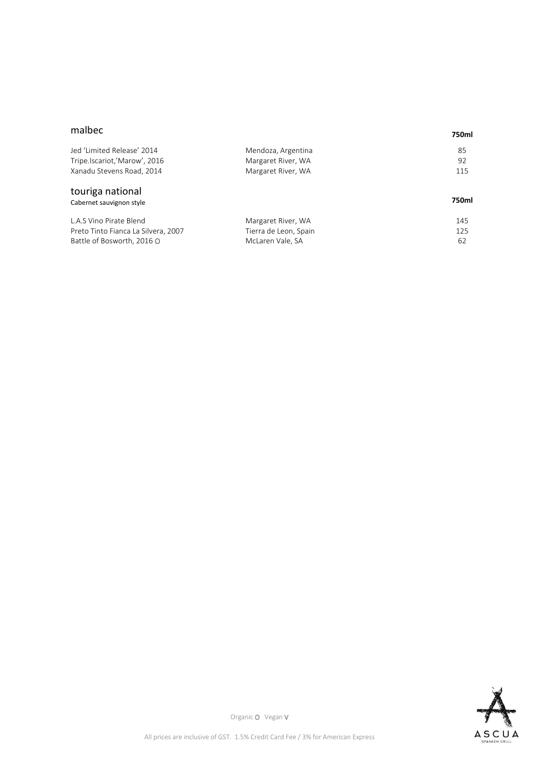## malbec

| | | 750ml |
|---|---|---|
| Jed 'Limited Release' 2014 | Mendoza, Argentina | 85 |
| Tripe.Iscariot,'Marow', 2016 | Margaret River, WA | 92 |
| Xanadu Stevens Road, 2014 | Margaret River, WA | 115 |

## touriga national

Cabernet sauvignon style

| | | 750ml |
|---|---|---|
| L.A.S Vino Pirate Blend | Margaret River, WA | 145 |
| Preto Tinto Fianca La Silvera, 2007 | Tierra de Leon, Spain | 125 |
| Battle of Bosworth, 2016 O | McLaren Vale, SA | 62 |

Organic O Vegan V

All prices are inclusive of GST. 1.5% Credit Card Fee / 3% for American Express

ASCUA SPANISH GRILL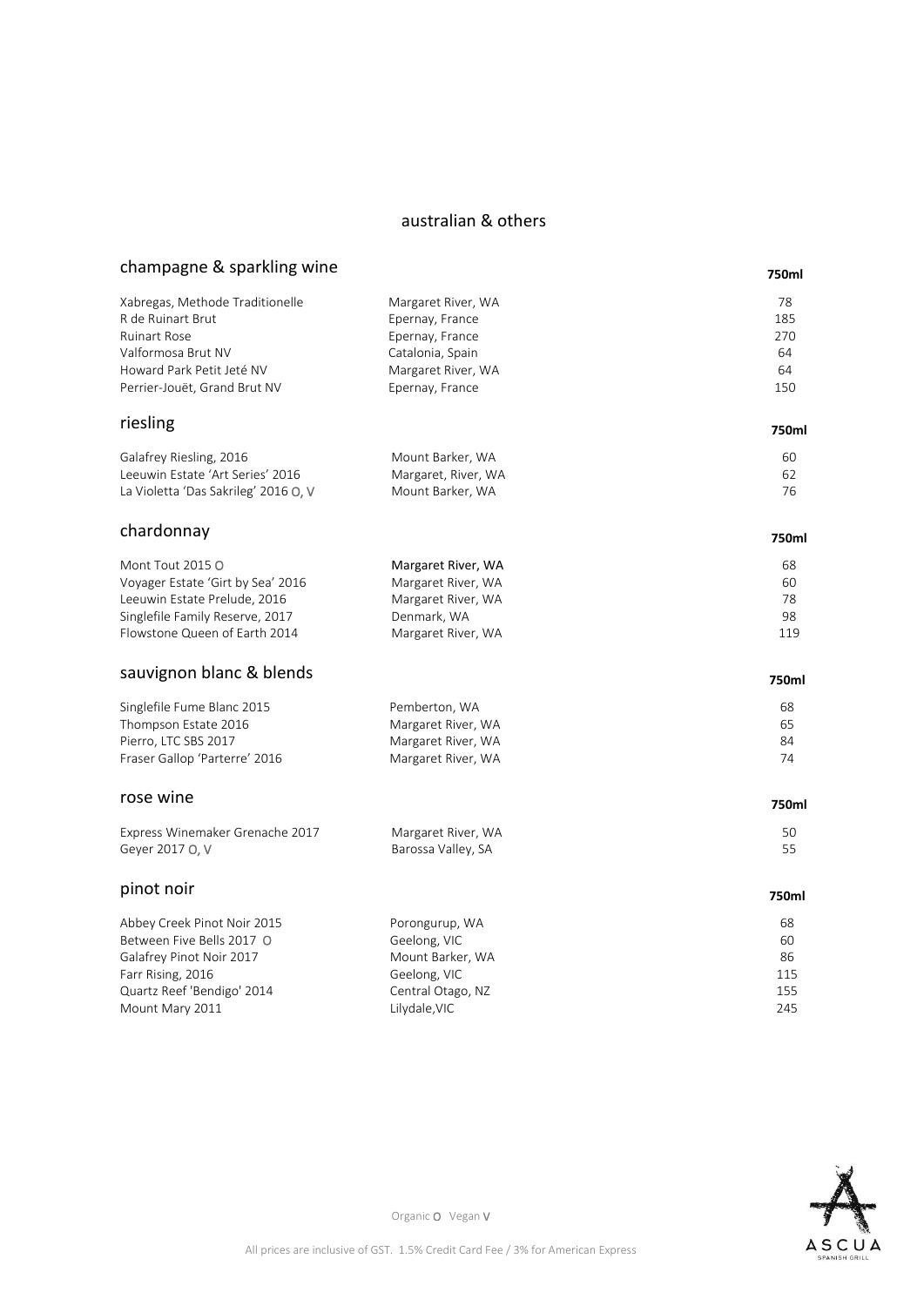# australian & others

## champagne & sparkling wine

| | | 750ml |
|---|---|---|
| Xabregas, Methode Traditionelle | Margaret River, WA | 78 |
| R de Ruinart Brut | Epernay, France | 185 |
| Ruinart Rose | Epernay, France | 270 |
| Valformosa Brut NV | Catalonia, Spain | 64 |
| Howard Park Petit Jeté NV | Margaret River, WA | 64 |
| Perrier-Jouët, Grand Brut NV | Epernay, France | 150 |

## riesling

| | | 750ml |
|---|---|---|
| Galafrey Riesling, 2016 | Mount Barker, WA | 60 |
| Leeuwin Estate 'Art Series' 2016 | Margaret, River, WA | 62 |
| La Violetta 'Das Sakrileg' 2016 O, V | Mount Barker, WA | 76 |

## chardonnay

| | | 750ml |
|---|---|---|
| Mont Tout 2015 O | Margaret River, WA | 68 |
| Voyager Estate 'Girt by Sea' 2016 | Margaret River, WA | 60 |
| Leeuwin Estate Prelude, 2016 | Margaret River, WA | 78 |
| Singlefile Family Reserve, 2017 | Denmark, WA | 98 |
| Flowstone Queen of Earth 2014 | Margaret River, WA | 119 |

## sauvignon blanc & blends

| | | 750ml |
|---|---|---|
| Singlefile Fume Blanc 2015 | Pemberton, WA | 68 |
| Thompson Estate 2016 | Margaret River, WA | 65 |
| Pierro, LTC SBS 2017 | Margaret River, WA | 84 |
| Fraser Gallop 'Parterre' 2016 | Margaret River, WA | 74 |

## rose wine

| | | 750ml |
|---|---|---|
| Express Winemaker Grenache 2017 | Margaret River, WA | 50 |
| Geyer 2017 O, V | Barossa Valley, SA | 55 |

## pinot noir

| | | 750ml |
|---|---|---|
| Abbey Creek Pinot Noir 2015 | Porongurup, WA | 68 |
| Between Five Bells 2017 O | Geelong, VIC | 60 |
| Galafrey Pinot Noir 2017 | Mount Barker, WA | 86 |
| Farr Rising, 2016 | Geelong, VIC | 115 |
| Quartz Reef 'Bendigo' 2014 | Central Otago, NZ | 155 |
| Mount Mary 2011 | Lilydale,VIC | 245 |

Organic O Vegan V

All prices are inclusive of GST. 1.5% Credit Card Fee / 3% for American Express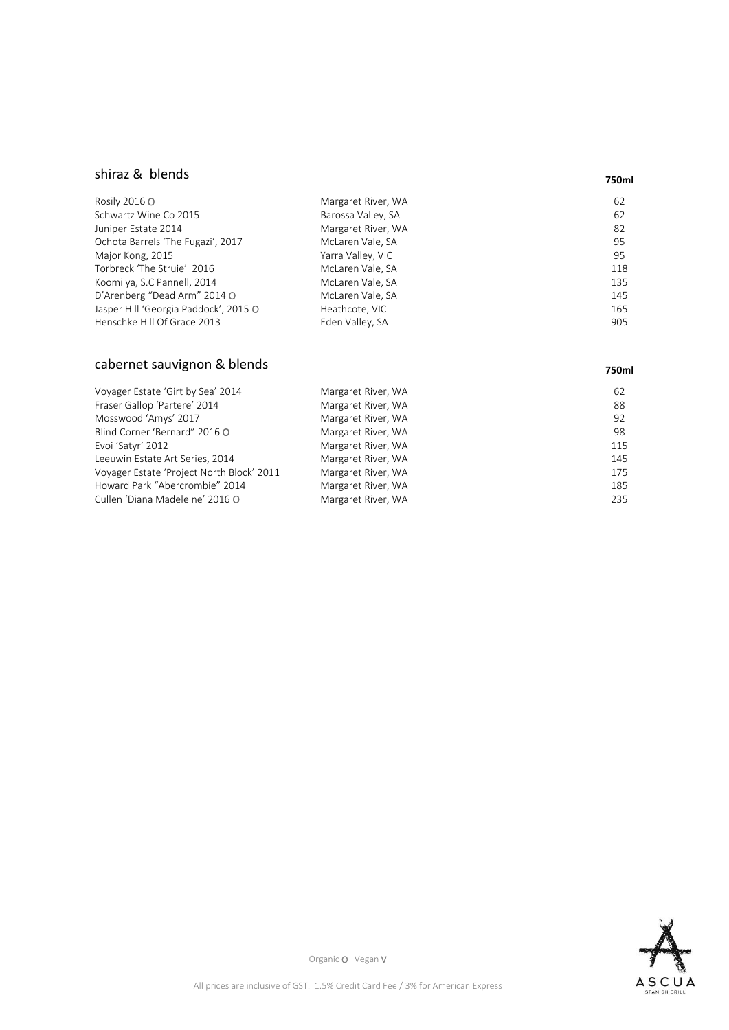## shiraz & blends

| | | 750ml |
|---|---|---|
| Rosily 2016 O | Margaret River, WA | 62 |
| Schwartz Wine Co 2015 | Barossa Valley, SA | 62 |
| Juniper Estate 2014 | Margaret River, WA | 82 |
| Ochota Barrels 'The Fugazi', 2017 | McLaren Vale, SA | 95 |
| Major Kong, 2015 | Yarra Valley, VIC | 95 |
| Torbreck 'The Struie' 2016 | McLaren Vale, SA | 118 |
| Koomilya, S.C Pannell, 2014 | McLaren Vale, SA | 135 |
| D'Arenberg "Dead Arm" 2014 O | McLaren Vale, SA | 145 |
| Jasper Hill 'Georgia Paddock', 2015 O | Heathcote, VIC | 165 |
| Henschke Hill Of Grace 2013 | Eden Valley, SA | 905 |

## cabernet sauvignon & blends

| | | 750ml |
|---|---|---|
| Voyager Estate 'Girt by Sea' 2014 | Margaret River, WA | 62 |
| Fraser Gallop 'Partere' 2014 | Margaret River, WA | 88 |
| Mosswood 'Amys' 2017 | Margaret River, WA | 92 |
| Blind Corner 'Bernard" 2016 O | Margaret River, WA | 98 |
| Evoi 'Satyr' 2012 | Margaret River, WA | 115 |
| Leeuwin Estate Art Series, 2014 | Margaret River, WA | 145 |
| Voyager Estate 'Project North Block' 2011 | Margaret River, WA | 175 |
| Howard Park "Abercrombie" 2014 | Margaret River, WA | 185 |
| Cullen 'Diana Madeleine' 2016 O | Margaret River, WA | 235 |

Organic O Vegan V

All prices are inclusive of GST. 1.5% Credit Card Fee / 3% for American Express

ASCUA SPANISH GRILL